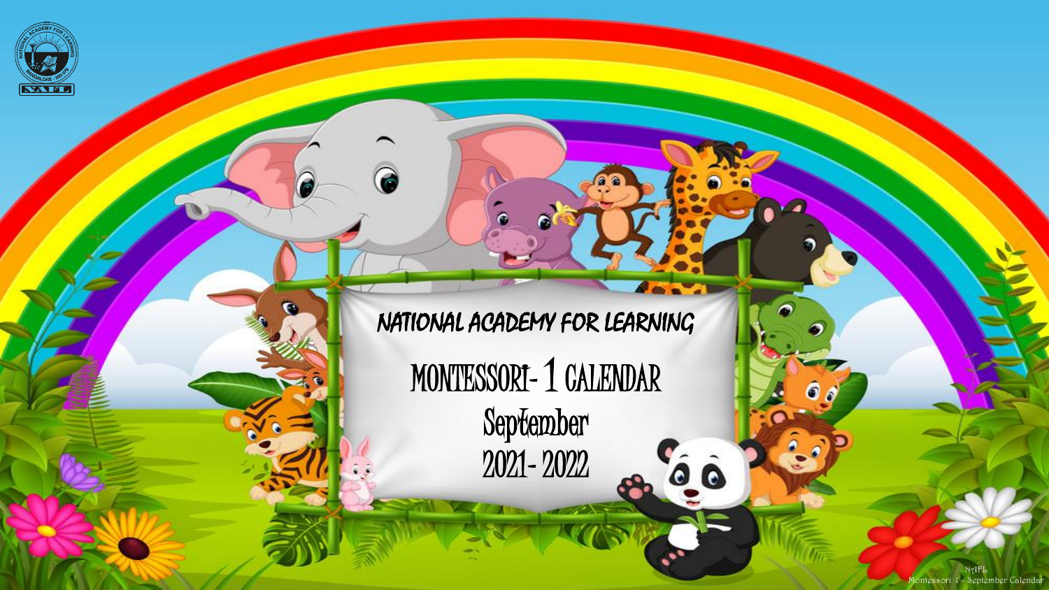# NATIONAL ACADEMY FOR LEARNING

## MONTESSORI- 1 CALENDAR

## September

## 2021- 2022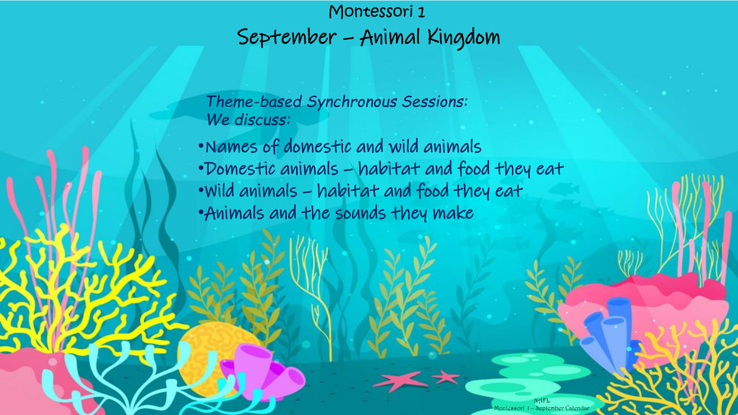# Montessori 1

## September – Animal Kingdom

*Theme-based Synchronous Sessions:*
*We discuss:*

- Names of domestic and wild animals
- Domestic animals – habitat and food they eat
- Wild animals – habitat and food they eat
- Animals and the sounds they make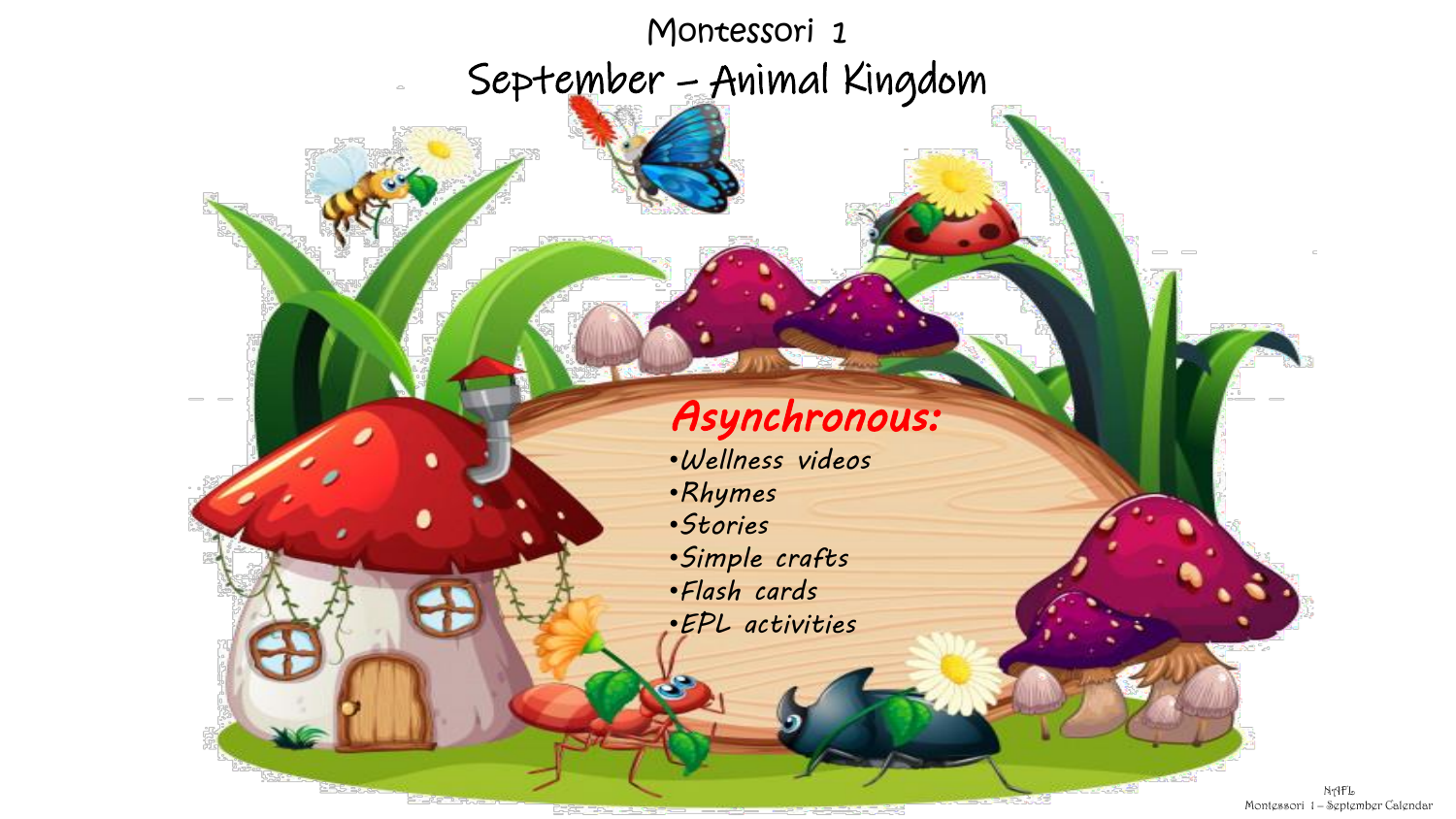# Montessori 1

## September – Animal Kingdom

**Asynchronous:**

- Wellness videos
- Rhymes
- Stories
- Simple crafts
- Flash cards
- EPL activities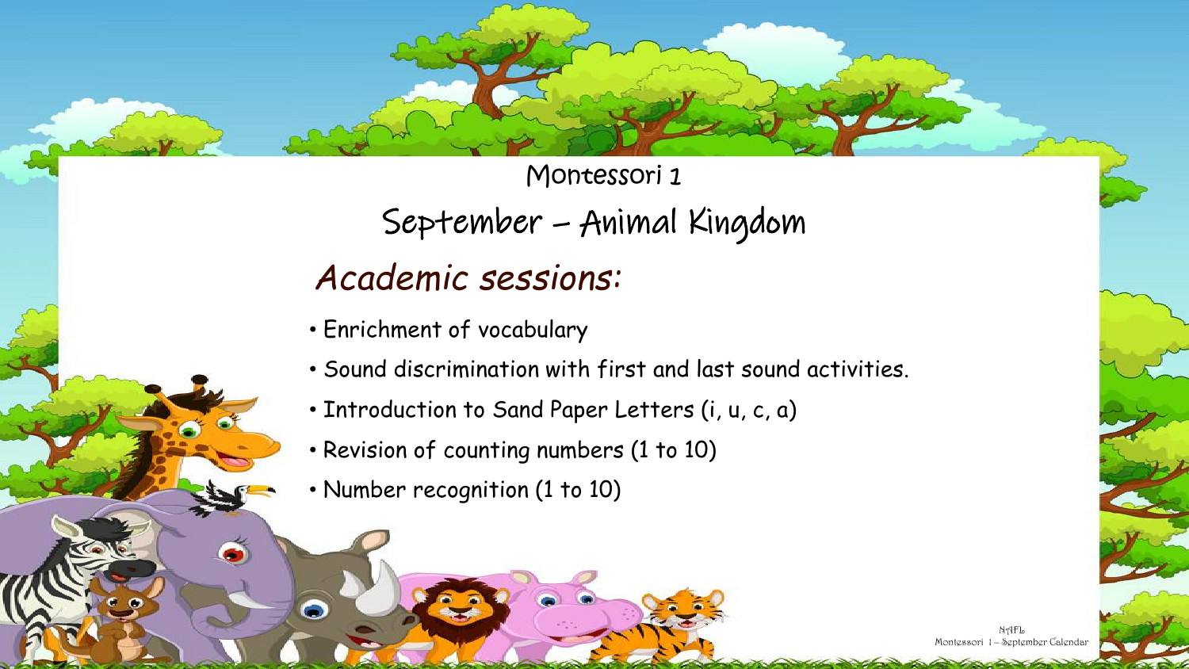# Montessori 1

## September – Animal Kingdom

### *Academic sessions:*

- Enrichment of vocabulary
- Sound discrimination with first and last sound activities.
- Introduction to Sand Paper Letters (i, u, c, a)
- Revision of counting numbers (1 to 10)
- Number recognition (1 to 10)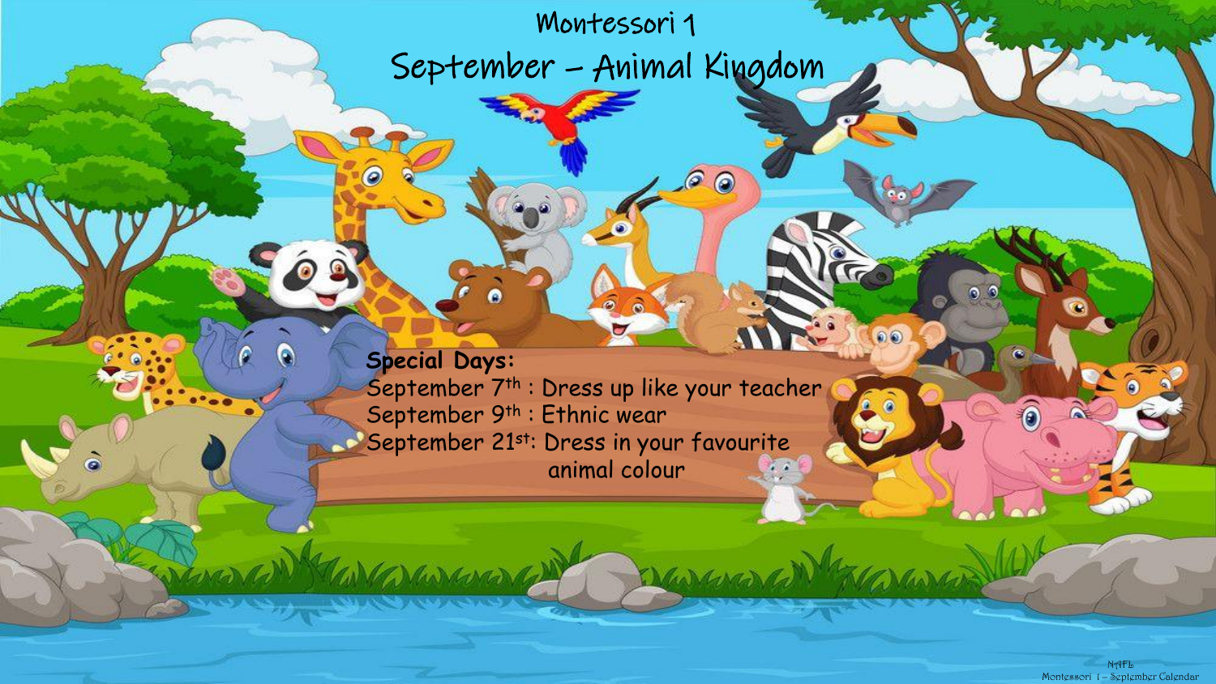# Montessori 1

## September – Animal Kingdom

**Special Days:**

September 7th : Dress up like your teacher
September 9th : Ethnic wear
September 21st: Dress in your favourite animal colour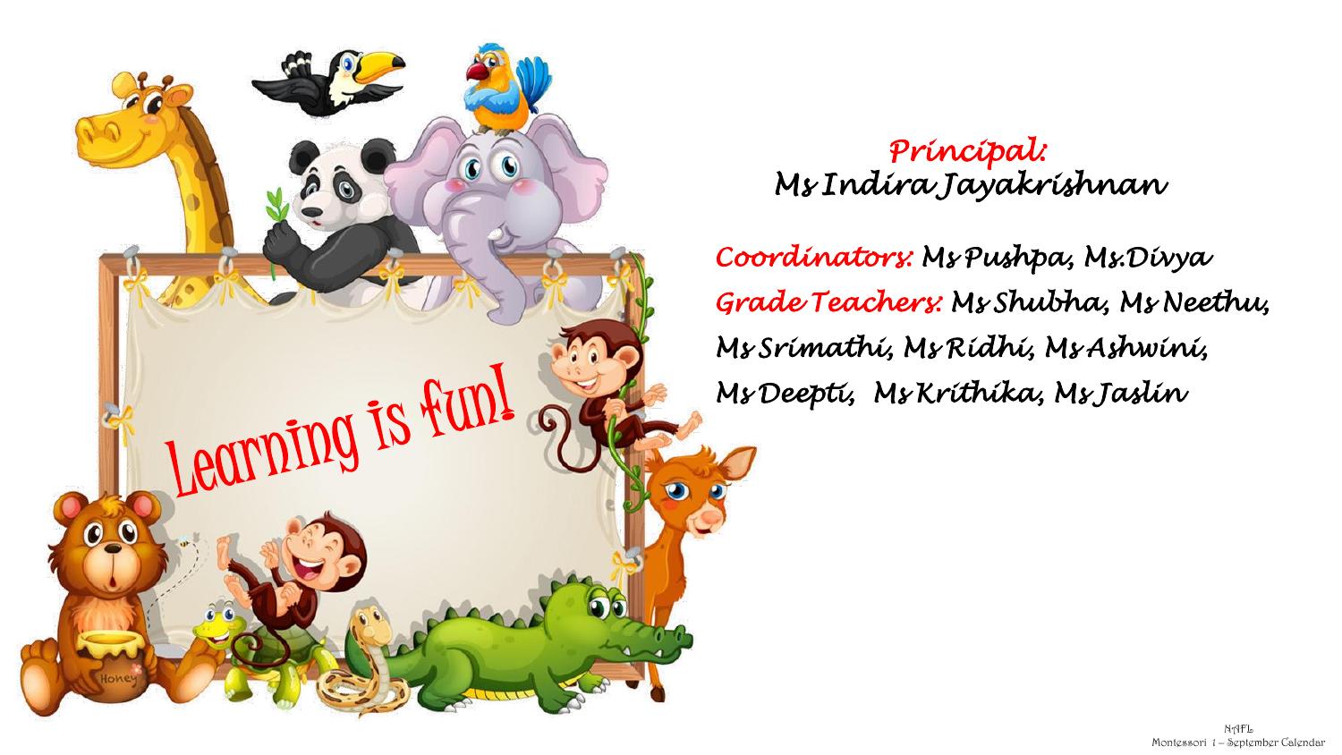Learning is fun!

**Principal:**
Ms Indira Jayakrishnan

**Coordinators:** Ms Pushpa, Ms.Divya

**Grade Teachers:** Ms Shubha, Ms Neethu, Ms Srimathi, Ms Ridhi, Ms Ashwini, Ms Deepti, Ms Krithika, Ms Jaslin